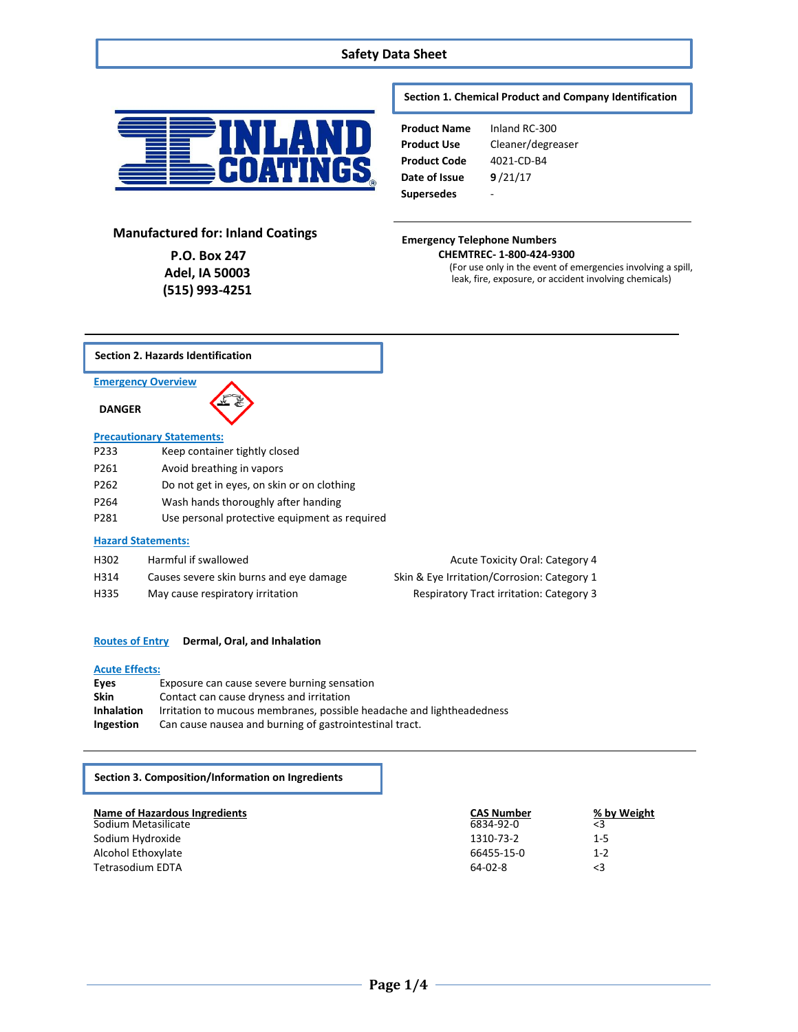# Safety Data Sheet

## Section 1. Chemical Product and Company Identification

| | |
|---|---|
| **Product Name** | Inland RC-300 |
| **Product Use** | Cleaner/degreaser |
| **Product Code** | 4021-CD-B4 |
| **Date of Issue** | **9**/21/17 |
| **Supersedes** | - |

**Manufactured for: Inland Coatings**

**P.O. Box 247**
**Adel, IA 50003**
**(515) 993-4251**

**Emergency Telephone Numbers**
**CHEMTREC- 1-800-424-9300**
(For use only in the event of emergencies involving a spill, leak, fire, exposure, or accident involving chemicals)

## Section 2. Hazards Identification

**Emergency Overview**

**DANGER**

**Precautionary Statements:**

| | |
|---|---|
| P233 | Keep container tightly closed |
| P261 | Avoid breathing in vapors |
| P262 | Do not get in eyes, on skin or on clothing |
| P264 | Wash hands thoroughly after handing |
| P281 | Use personal protective equipment as required |

**Hazard Statements:**

| | | |
|---|---|---|
| H302 | Harmful if swallowed | Acute Toxicity Oral: Category 4 |
| H314 | Causes severe skin burns and eye damage | Skin & Eye Irritation/Corrosion: Category 1 |
| H335 | May cause respiratory irritation | Respiratory Tract irritation: Category 3 |

**Routes of Entry** **Dermal, Oral, and Inhalation**

**Acute Effects:**

| | |
|---|---|
| **Eyes** | Exposure can cause severe burning sensation |
| **Skin** | Contact can cause dryness and irritation |
| **Inhalation** | Irritation to mucous membranes, possible headache and lightheadedness |
| **Ingestion** | Can cause nausea and burning of gastrointestinal tract. |

## Section 3. Composition/Information on Ingredients

| Name of Hazardous Ingredients | CAS Number | % by Weight |
|---|---|---|
| Sodium Metasilicate | 6834-92-0 | <3 |
| Sodium Hydroxide | 1310-73-2 | 1-5 |
| Alcohol Ethoxylate | 66455-15-0 | 1-2 |
| Tetrasodium EDTA | 64-02-8 | <3 |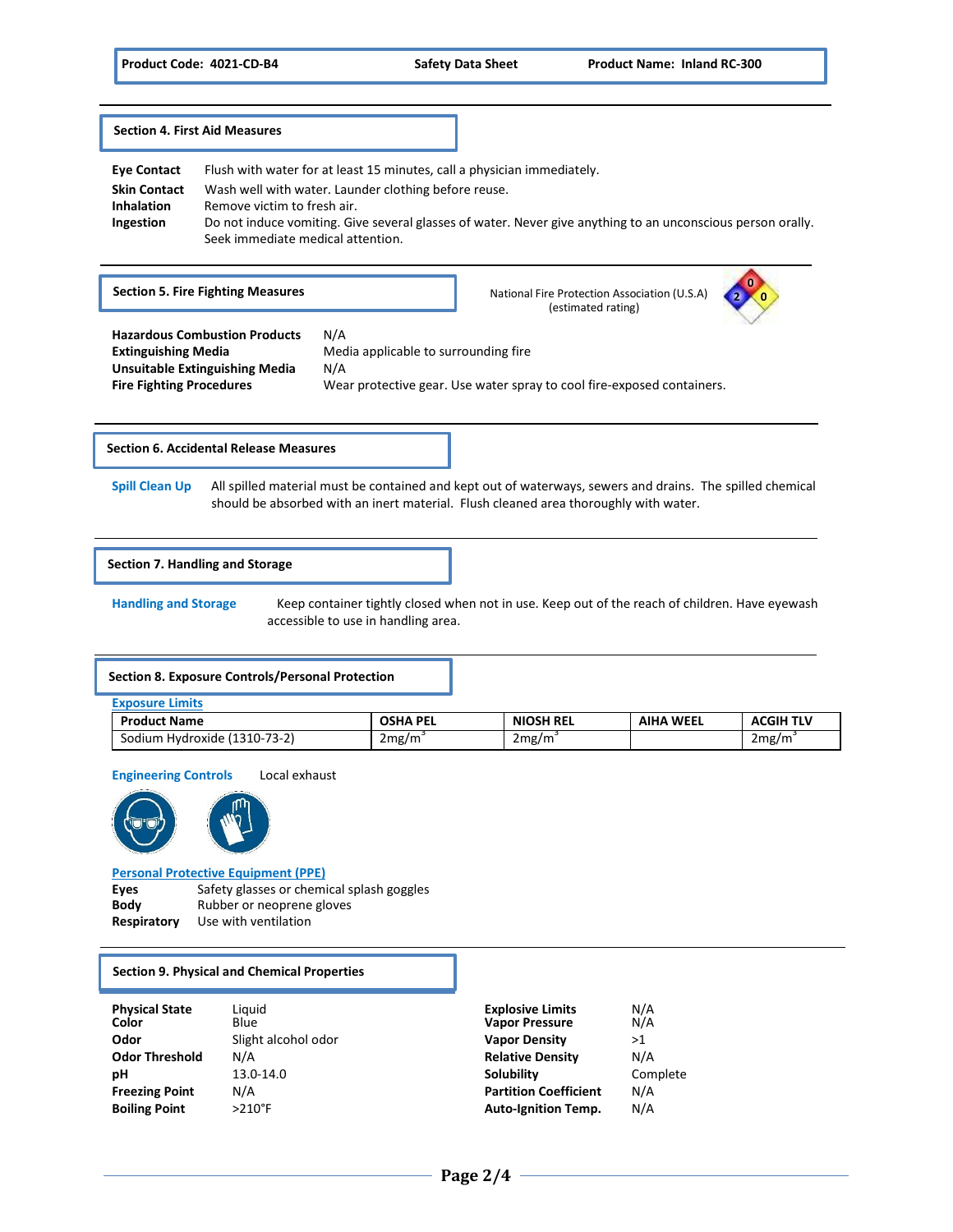## Section 4. First Aid Measures

**Eye Contact** Flush with water for at least 15 minutes, call a physician immediately.

**Skin Contact** Wash well with water. Launder clothing before reuse.

**Inhalation** Remove victim to fresh air.

**Ingestion** Do not induce vomiting. Give several glasses of water. Never give anything to an unconscious person orally. Seek immediate medical attention.

## Section 5. Fire Fighting Measures

National Fire Protection Association (U.S.A) (estimated rating)

**Hazardous Combustion Products** N/A

**Extinguishing Media** Media applicable to surrounding fire

**Unsuitable Extinguishing Media** N/A

**Fire Fighting Procedures** Wear protective gear. Use water spray to cool fire-exposed containers.

## Section 6. Accidental Release Measures

**Spill Clean Up** All spilled material must be contained and kept out of waterways, sewers and drains. The spilled chemical should be absorbed with an inert material. Flush cleaned area thoroughly with water.

## Section 7. Handling and Storage

**Handling and Storage** Keep container tightly closed when not in use. Keep out of the reach of children. Have eyewash accessible to use in handling area.

## Section 8. Exposure Controls/Personal Protection

**Exposure Limits**

| Product Name | OSHA PEL | NIOSH REL | AIHA WEEL | ACGIH TLV |
|---|---|---|---|---|
| Sodium Hydroxide (1310-73-2) | $2mg/m^3$ | $2mg/m^3$ | | $2mg/m^3$ |

**Engineering Controls** Local exhaust

**Personal Protective Equipment (PPE)**

**Eyes** Safety glasses or chemical splash goggles

**Body** Rubber or neoprene gloves

**Respiratory** Use with ventilation

## Section 9. Physical and Chemical Properties

**Physical State** Liquid

**Color** Blue

**Odor** Slight alcohol odor

**Odor Threshold** N/A

**pH** 13.0-14.0

**Freezing Point** N/A

**Boiling Point** >210°F

**Explosive Limits** N/A

**Vapor Pressure** N/A

**Vapor Density** >1

**Relative Density** N/A

**Solubility** Complete

**Partition Coefficient** N/A

**Auto-Ignition Temp.** N/A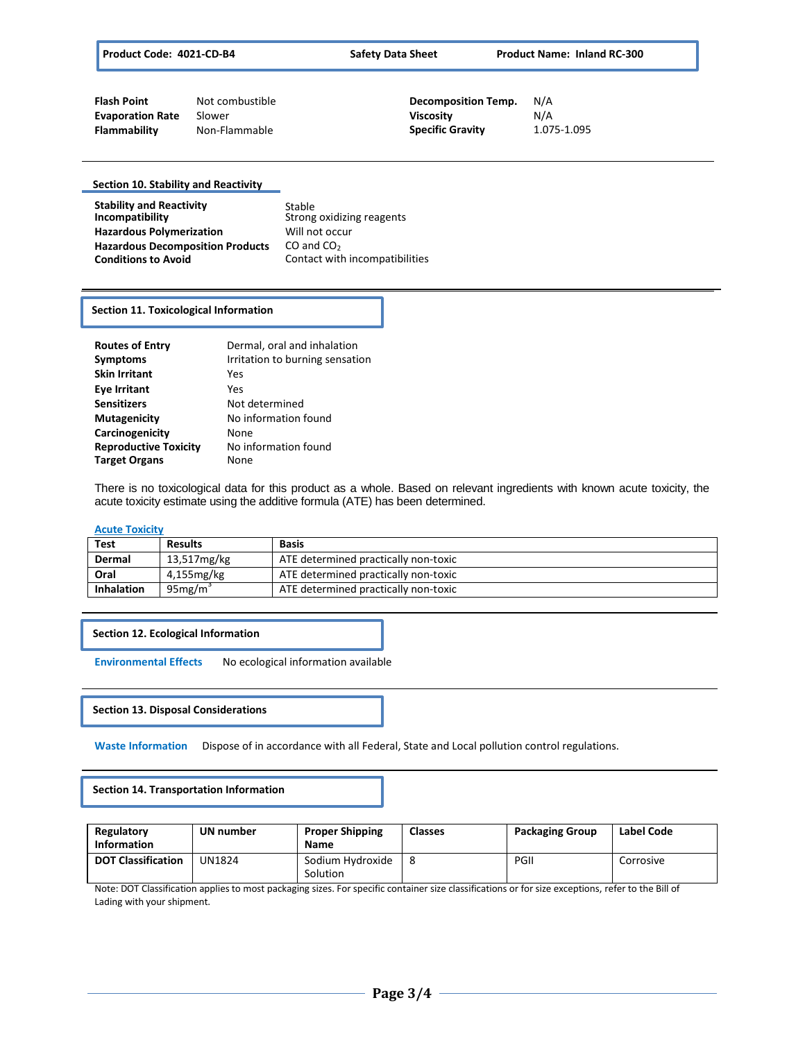| | | | |
|---|---|---|---|
| **Flash Point** | Not combustible | **Decomposition Temp.** | N/A |
| **Evaporation Rate** | Slower | **Viscosity** | N/A |
| **Flammability** | Non-Flammable | **Specific Gravity** | 1.075-1.095 |

## Section 10. Stability and Reactivity

| | |
|---|---|
| **Stability and Reactivity** | Stable |
| **Incompatibility** | Strong oxidizing reagents |
| **Hazardous Polymerization** | Will not occur |
| **Hazardous Decomposition Products** | CO and $CO_2$ |
| **Conditions to Avoid** | Contact with incompatibilities |

## Section 11. Toxicological Information

| | |
|---|---|
| **Routes of Entry** | Dermal, oral and inhalation |
| **Symptoms** | Irritation to burning sensation |
| **Skin Irritant** | Yes |
| **Eye Irritant** | Yes |
| **Sensitizers** | Not determined |
| **Mutagenicity** | No information found |
| **Carcinogenicity** | None |
| **Reproductive Toxicity** | No information found |
| **Target Organs** | None |

There is no toxicological data for this product as a whole. Based on relevant ingredients with known acute toxicity, the acute toxicity estimate using the additive formula (ATE) has been determined.

**Acute Toxicity**

| Test | Results | Basis |
|---|---|---|
| **Dermal** | 13,517mg/kg | ATE determined practically non-toxic |
| **Oral** | 4,155mg/kg | ATE determined practically non-toxic |
| **Inhalation** | 95mg/m$^3$ | ATE determined practically non-toxic |

## Section 12. Ecological Information

**Environmental Effects** No ecological information available

## Section 13. Disposal Considerations

**Waste Information** Dispose of in accordance with all Federal, State and Local pollution control regulations.

## Section 14. Transportation Information

| Regulatory Information | UN number | Proper Shipping Name | Classes | Packaging Group | Label Code |
|---|---|---|---|---|---|
| **DOT Classification** | UN1824 | Sodium Hydroxide Solution | 8 | PGII | Corrosive |

Note: DOT Classification applies to most packaging sizes. For specific container size classifications or for size exceptions, refer to the Bill of Lading with your shipment.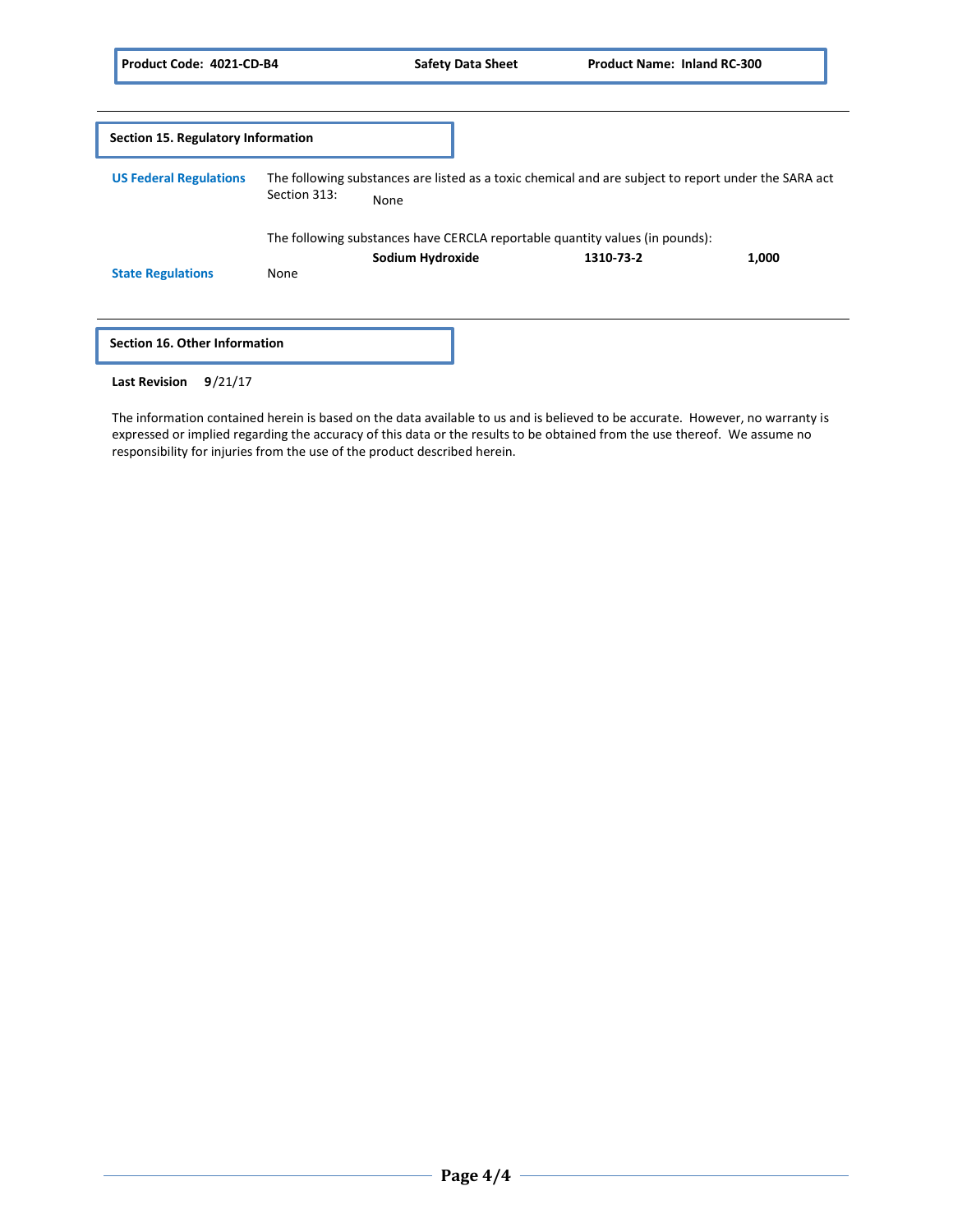## Section 15. Regulatory Information

**US Federal Regulations**

The following substances are listed as a toxic chemical and are subject to report under the SARA act Section 313: None

The following substances have CERCLA reportable quantity values (in pounds):

| | | |
|---|---|---|
| **Sodium Hydroxide** | **1310-73-2** | **1,000** |

**State Regulations**

None

## Section 16. Other Information

**Last Revision** **9**/21/17

The information contained herein is based on the data available to us and is believed to be accurate. However, no warranty is expressed or implied regarding the accuracy of this data or the results to be obtained from the use thereof. We assume no responsibility for injuries from the use of the product described herein.